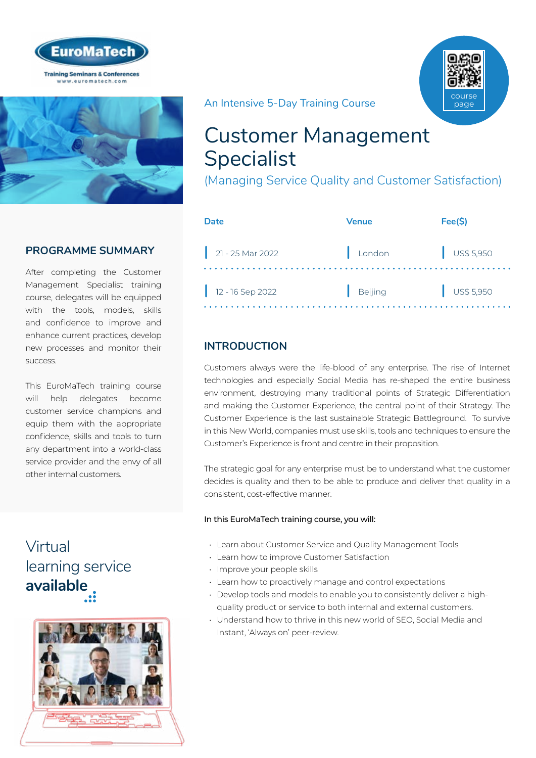EuroMaTech

Training Seminars & Conferences
www.euromatech.com

course page

An Intensive 5-Day Training Course

# Customer Management Specialist

(Managing Service Quality and Customer Satisfaction)

| Date | Venue | Fee($) |
| --- | --- | --- |
| 21 - 25 Mar 2022 | London | US$ 5,950 |
| 12 - 16 Sep 2022 | Beijing | US$ 5,950 |

## PROGRAMME SUMMARY

After completing the Customer Management Specialist training course, delegates will be equipped with the tools, models, skills and confidence to improve and enhance current practices, develop new processes and monitor their success.

This EuroMaTech training course will help delegates become customer service champions and equip them with the appropriate confidence, skills and tools to turn any department into a world-class service provider and the envy of all other internal customers.

Virtual learning service **available**

## INTRODUCTION

Customers always were the life-blood of any enterprise. The rise of Internet technologies and especially Social Media has re-shaped the entire business environment, destroying many traditional points of Strategic Differentiation and making the Customer Experience, the central point of their Strategy. The Customer Experience is the last sustainable Strategic Battleground. To survive in this New World, companies must use skills, tools and techniques to ensure the Customer's Experience is front and centre in their proposition.

The strategic goal for any enterprise must be to understand what the customer decides is quality and then to be able to produce and deliver that quality in a consistent, cost-effective manner.

In this EuroMaTech training course, you will:

- Learn about Customer Service and Quality Management Tools
- Learn how to improve Customer Satisfaction
- Improve your people skills
- Learn how to proactively manage and control expectations
- Develop tools and models to enable you to consistently deliver a high-quality product or service to both internal and external customers.
- Understand how to thrive in this new world of SEO, Social Media and Instant, 'Always on' peer-review.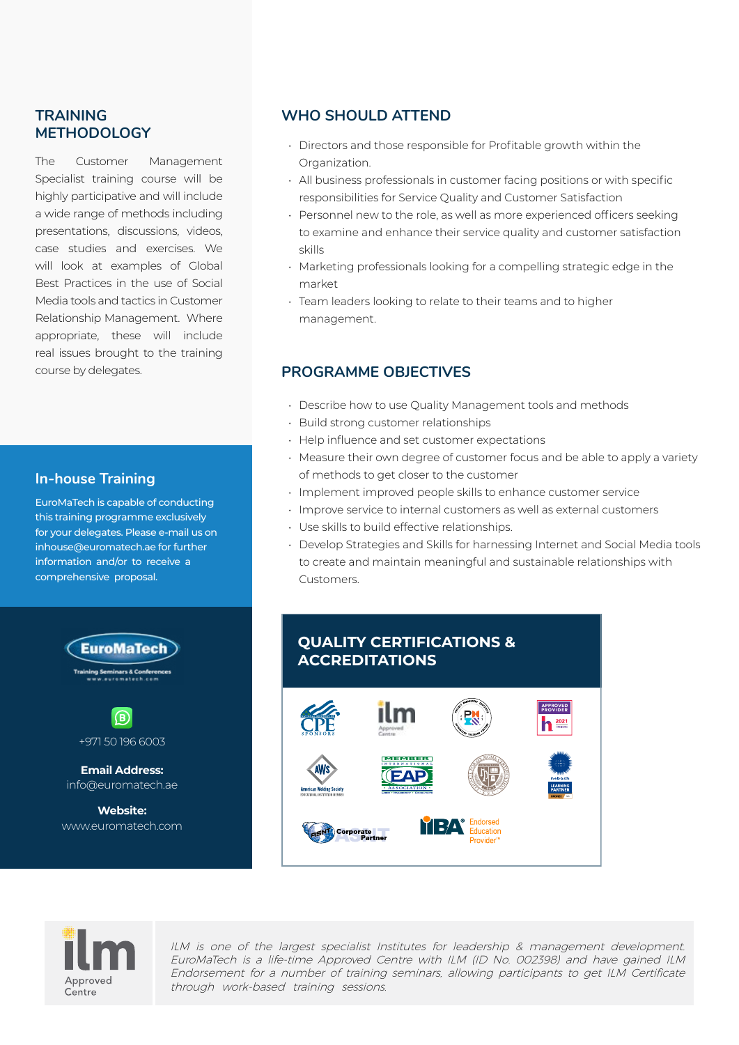## TRAINING METHODOLOGY

The Customer Management Specialist training course will be highly participative and will include a wide range of methods including presentations, discussions, videos, case studies and exercises. We will look at examples of Global Best Practices in the use of Social Media tools and tactics in Customer Relationship Management. Where appropriate, these will include real issues brought to the training course by delegates.

## In-house Training

EuroMaTech is capable of conducting this training programme exclusively for your delegates. Please e-mail us on inhouse@euromatech.ae for further information and/or to receive a comprehensive proposal.

EuroMaTech
Training Seminars & Conferences
www.euromatech.com

+971 50 196 6003

**Email Address:**
info@euromatech.ae

**Website:**
www.euromatech.com

## WHO SHOULD ATTEND

- Directors and those responsible for Profitable growth within the Organization.
- All business professionals in customer facing positions or with specific responsibilities for Service Quality and Customer Satisfaction
- Personnel new to the role, as well as more experienced officers seeking to examine and enhance their service quality and customer satisfaction skills
- Marketing professionals looking for a compelling strategic edge in the market
- Team leaders looking to relate to their teams and to higher management.

## PROGRAMME OBJECTIVES

- Describe how to use Quality Management tools and methods
- Build strong customer relationships
- Help influence and set customer expectations
- Measure their own degree of customer focus and be able to apply a variety of methods to get closer to the customer
- Implement improved people skills to enhance customer service
- Improve service to internal customers as well as external customers
- Use skills to build effective relationships.
- Develop Strategies and Skills for harnessing Internet and Social Media tools to create and maintain meaningful and sustainable relationships with Customers.

## QUALITY CERTIFICATIONS & ACCREDITATIONS

*ILM is one of the largest specialist Institutes for leadership & management development. EuroMaTech is a life-time Approved Centre with ILM (ID No. 002398) and have gained ILM Endorsement for a number of training seminars, allowing participants to get ILM Certificate through work-based training sessions.*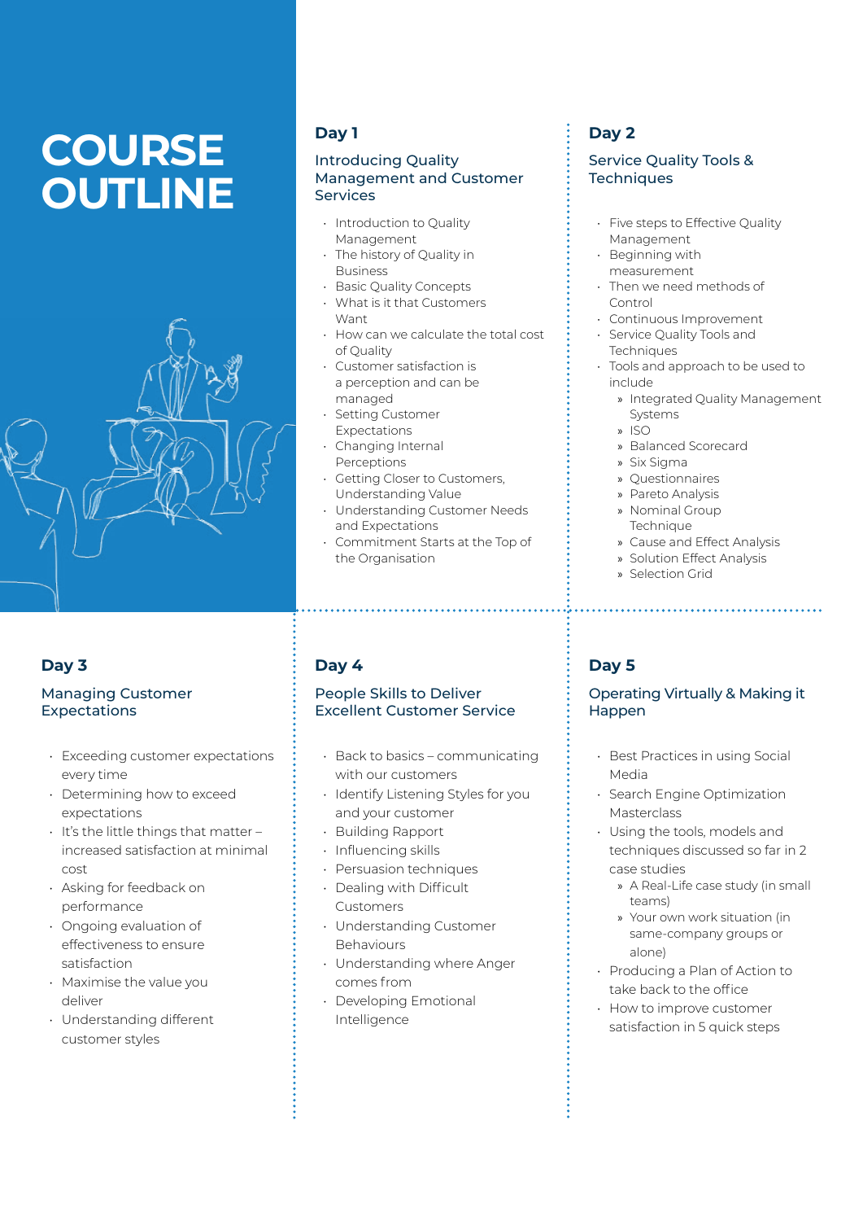# COURSE OUTLINE

## Day 1

### Introducing Quality Management and Customer Services

- Introduction to Quality Management
- The history of Quality in Business
- Basic Quality Concepts
- What is it that Customers Want
- How can we calculate the total cost of Quality
- Customer satisfaction is a perception and can be managed
- Setting Customer Expectations
- Changing Internal Perceptions
- Getting Closer to Customers, Understanding Value
- Understanding Customer Needs and Expectations
- Commitment Starts at the Top of the Organisation

## Day 2

### Service Quality Tools & Techniques

- Five steps to Effective Quality Management
- Beginning with measurement
- Then we need methods of Control
- Continuous Improvement
- Service Quality Tools and Techniques
- Tools and approach to be used to include
  - Integrated Quality Management Systems
  - ISO
  - Balanced Scorecard
  - Six Sigma
  - Questionnaires
  - Pareto Analysis
  - Nominal Group Technique
  - Cause and Effect Analysis
  - Solution Effect Analysis
  - Selection Grid

## Day 3

### Managing Customer Expectations

- Exceeding customer expectations every time
- Determining how to exceed expectations
- It's the little things that matter – increased satisfaction at minimal cost
- Asking for feedback on performance
- Ongoing evaluation of effectiveness to ensure satisfaction
- Maximise the value you deliver
- Understanding different customer styles

## Day 4

### People Skills to Deliver Excellent Customer Service

- Back to basics – communicating with our customers
- Identify Listening Styles for you and your customer
- Building Rapport
- Influencing skills
- Persuasion techniques
- Dealing with Difficult Customers
- Understanding Customer Behaviours
- Understanding where Anger comes from
- Developing Emotional Intelligence

## Day 5

### Operating Virtually & Making it Happen

- Best Practices in using Social Media
- Search Engine Optimization Masterclass
- Using the tools, models and techniques discussed so far in 2 case studies
  - A Real-Life case study (in small teams)
  - Your own work situation (in same-company groups or alone)
- Producing a Plan of Action to take back to the office
- How to improve customer satisfaction in 5 quick steps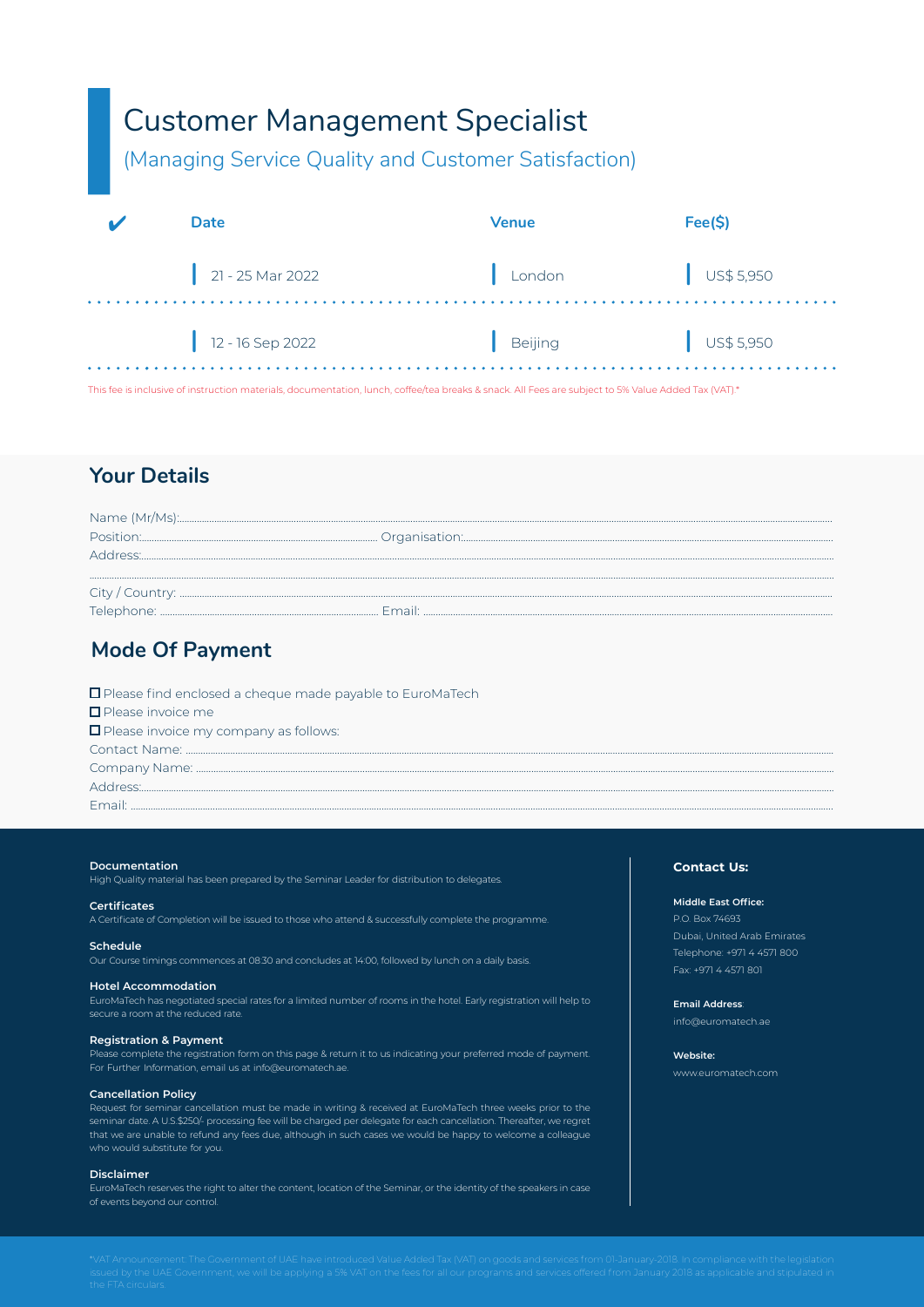# Customer Management Specialist

## (Managing Service Quality and Customer Satisfaction)

| ✔ | Date | Venue | Fee($) |
|---|---|---|---|
| | 21 - 25 Mar 2022 | London | US$ 5,950 |
| | 12 - 16 Sep 2022 | Beijing | US$ 5,950 |

This fee is inclusive of instruction materials, documentation, lunch, coffee/tea breaks & snack. All Fees are subject to 5% Value Added Tax (VAT).*

## Your Details

Name (Mr/Ms):.....................................................................

Position:..................................... Organisation:.....................................

Address:.....................................................................

.....................................................................

City / Country: .....................................................................

Telephone: ..................................... Email: .....................................

## Mode Of Payment

☐ Please find enclosed a cheque made payable to EuroMaTech

☐ Please invoice me

☐ Please invoice my company as follows:

Contact Name: .....................................................................

Company Name: .....................................................................

Address:.....................................................................

Email: .....................................................................

**Documentation**
High Quality material has been prepared by the Seminar Leader for distribution to delegates.

**Certificates**
A Certificate of Completion will be issued to those who attend & successfully complete the programme.

**Schedule**
Our Course timings commences at 08:30 and concludes at 14:00, followed by lunch on a daily basis.

**Hotel Accommodation**
EuroMaTech has negotiated special rates for a limited number of rooms in the hotel. Early registration will help to secure a room at the reduced rate.

**Registration & Payment**
Please complete the registration form on this page & return it to us indicating your preferred mode of payment. For Further Information, email us at info@euromatech.ae.

**Cancellation Policy**
Request for seminar cancellation must be made in writing & received at EuroMaTech three weeks prior to the seminar date. A U.S.$250/- processing fee will be charged per delegate for each cancellation. Thereafter, we regret that we are unable to refund any fees due, although in such cases we would be happy to welcome a colleague who would substitute for you.

**Disclaimer**
EuroMaTech reserves the right to alter the content, location of the Seminar, or the identity of the speakers in case of events beyond our control.

### Contact Us:

**Middle East Office:**
P.O. Box 74693
Dubai, United Arab Emirates
Telephone: +971 4 4571 800
Fax: +971 4 4571 801

**Email Address**:
info@euromatech.ae

**Website:**
www.euromatech.com

*VAT Announcement: The Government of UAE have introduced Value Added Tax (VAT) on goods and services from 01-January-2018. In compliance with the legislation issued by the UAE Government, we will be applying a 5% VAT on the fees for all our programs and services offered from January 2018 as applicable and stipulated in the FTA circulars.